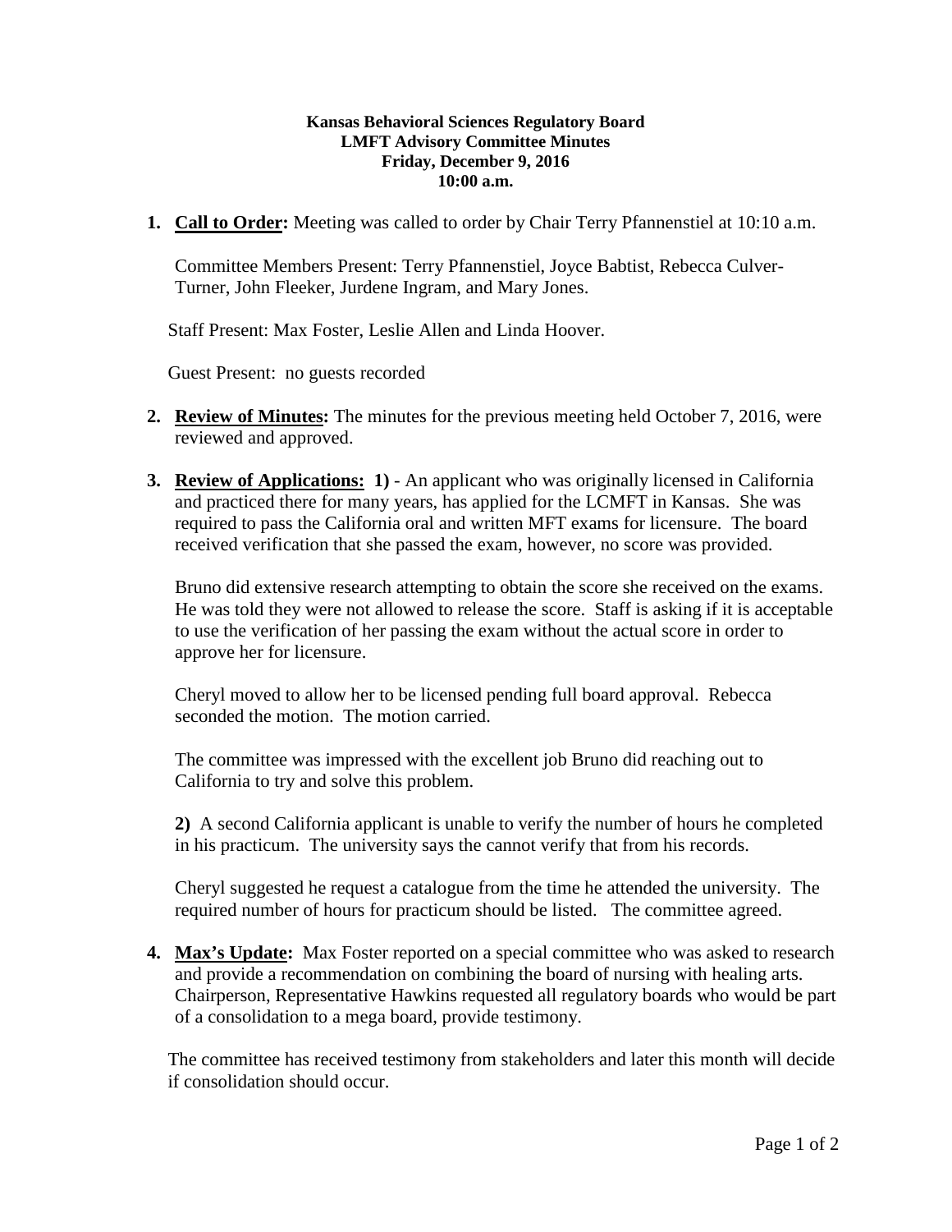**Kansas Behavioral Sciences Regulatory Board**
**LMFT Advisory Committee Minutes**
**Friday, December 9, 2016**
**10:00 a.m.**

1. **Call to Order:** Meeting was called to order by Chair Terry Pfannenstiel at 10:10 a.m.

   Committee Members Present: Terry Pfannenstiel, Joyce Babtist, Rebecca Culver-Turner, John Fleeker, Jurdene Ingram, and Mary Jones.

   Staff Present: Max Foster, Leslie Allen and Linda Hoover.

   Guest Present: no guests recorded

2. **Review of Minutes:** The minutes for the previous meeting held October 7, 2016, were reviewed and approved.

3. **Review of Applications:** **1)** - An applicant who was originally licensed in California and practiced there for many years, has applied for the LCMFT in Kansas. She was required to pass the California oral and written MFT exams for licensure. The board received verification that she passed the exam, however, no score was provided.

   Bruno did extensive research attempting to obtain the score she received on the exams. He was told they were not allowed to release the score. Staff is asking if it is acceptable to use the verification of her passing the exam without the actual score in order to approve her for licensure.

   Cheryl moved to allow her to be licensed pending full board approval. Rebecca seconded the motion. The motion carried.

   The committee was impressed with the excellent job Bruno did reaching out to California to try and solve this problem.

   **2)** A second California applicant is unable to verify the number of hours he completed in his practicum. The university says the cannot verify that from his records.

   Cheryl suggested he request a catalogue from the time he attended the university. The required number of hours for practicum should be listed. The committee agreed.

4. **Max's Update:** Max Foster reported on a special committee who was asked to research and provide a recommendation on combining the board of nursing with healing arts. Chairperson, Representative Hawkins requested all regulatory boards who would be part of a consolidation to a mega board, provide testimony.

   The committee has received testimony from stakeholders and later this month will decide if consolidation should occur.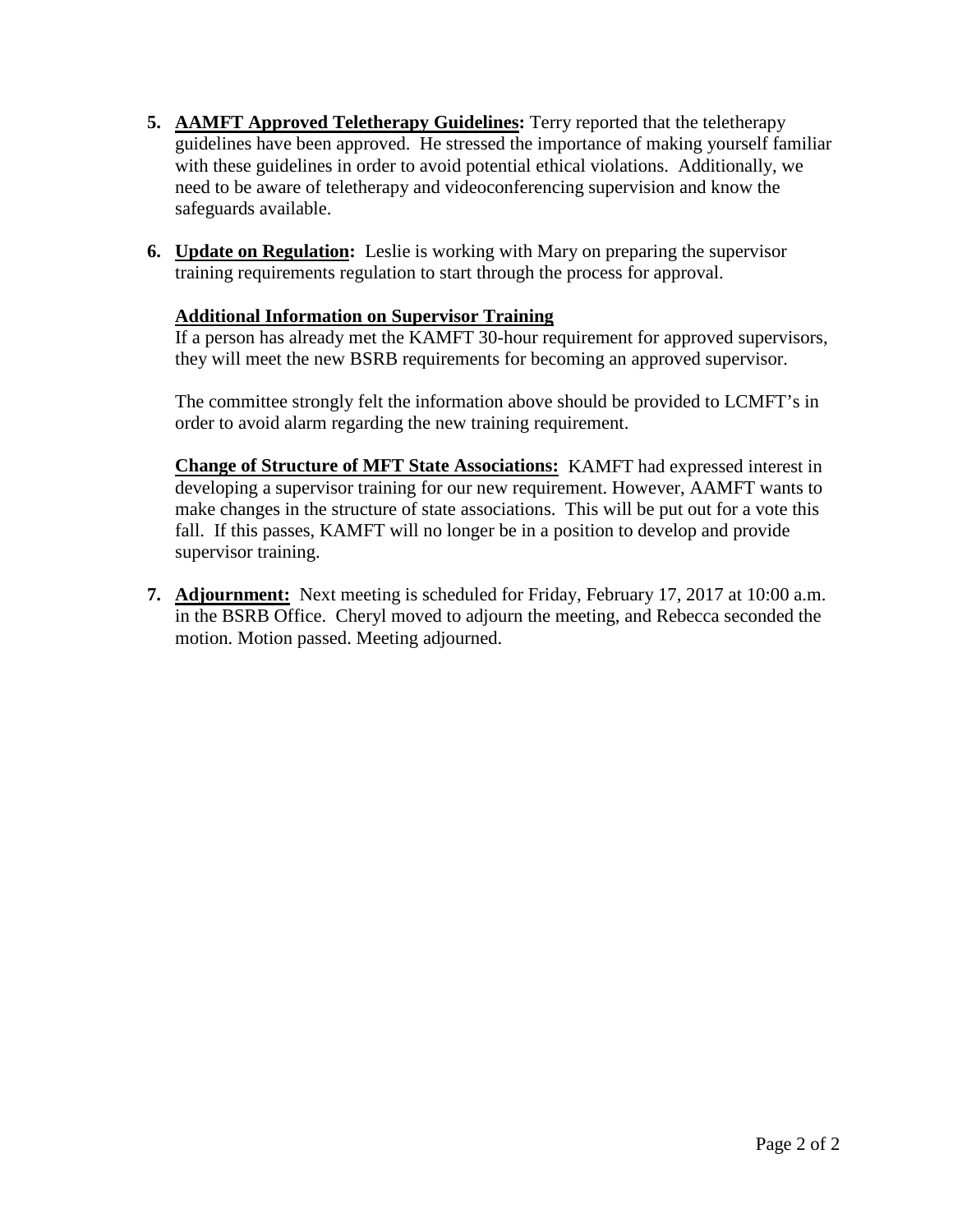5. **AAMFT Approved Teletherapy Guidelines:** Terry reported that the teletherapy guidelines have been approved. He stressed the importance of making yourself familiar with these guidelines in order to avoid potential ethical violations. Additionally, we need to be aware of teletherapy and videoconferencing supervision and know the safeguards available.

6. **Update on Regulation:** Leslie is working with Mary on preparing the supervisor training requirements regulation to start through the process for approval.

   **Additional Information on Supervisor Training**
   If a person has already met the KAMFT 30-hour requirement for approved supervisors, they will meet the new BSRB requirements for becoming an approved supervisor.

   The committee strongly felt the information above should be provided to LCMFT's in order to avoid alarm regarding the new training requirement.

   **Change of Structure of MFT State Associations:** KAMFT had expressed interest in developing a supervisor training for our new requirement. However, AAMFT wants to make changes in the structure of state associations. This will be put out for a vote this fall. If this passes, KAMFT will no longer be in a position to develop and provide supervisor training.

7. **Adjournment:** Next meeting is scheduled for Friday, February 17, 2017 at 10:00 a.m. in the BSRB Office. Cheryl moved to adjourn the meeting, and Rebecca seconded the motion. Motion passed. Meeting adjourned.